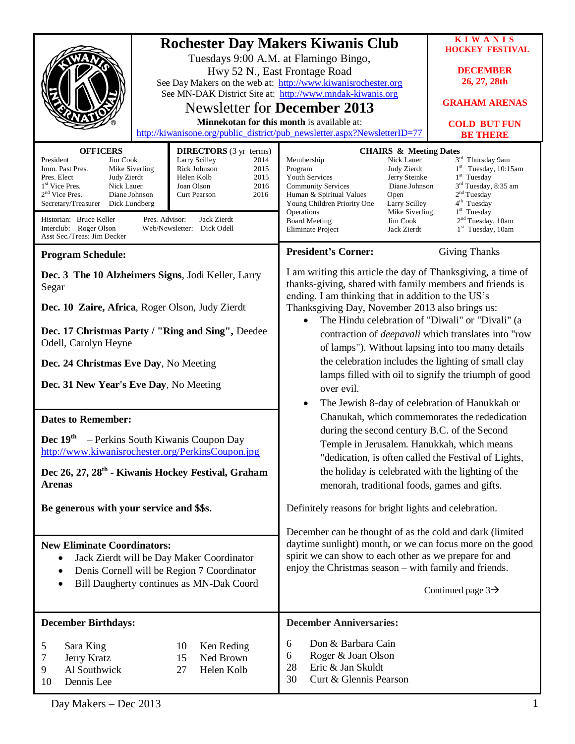# Rochester Day Makers Kiwanis Club

Tuesdays 9:00 A.M. at Flamingo Bingo,
Hwy 52 N., East Frontage Road

See Day Makers on the web at: http://www.kiwanisrochester.org
See MN-DAK District Site at: http://www.mndak-kiwanis.org

## Newsletter for **December 2013**

**Minnekotan for this month** is available at:
http://kiwanisone.org/public_district/pub_newsletter.aspx?NewsletterID=77

**KIWANIS HOCKEY FESTIVAL**

**DECEMBER 26, 27, 28th**

**GRAHAM ARENAS**

**COLD BUT FUN BE THERE**

### OFFICERS

| Office | Name |
|---|---|
| President | Jim Cook |
| Imm. Past Pres. | Mike Siverling |
| Pres. Elect | Judy Zierdt |
| 1st Vice Pres. | Nick Lauer |
| 2nd Vice Pres. | Diane Johnson |
| Secretary/Treasurer | Dick Lundberg |

### DIRECTORS (3 yr terms)

| Name | Term |
|---|---|
| Larry Scilley | 2014 |
| Rick Johnson | 2015 |
| Helen Kolb | 2015 |
| Joan Olson | 2016 |
| Curt Pearson | 2016 |

Historian: Bruce Keller
Interclub: Roger Olson
Asst Sec./Treas: Jim Decker
Pres. Advisor: Jack Zierdt
Web/Newsletter: Dick Odell

### CHAIRS & Meeting Dates

| Committee | Chair | Meeting Date |
|---|---|---|
| Membership | Nick Lauer | 3rd Thursday 9am |
| Program | Judy Zierdt | 1st Tuesday, 10:15am |
| Youth Services | Jerry Steinke | 1st Tuesday |
| Community Services | Diane Johnson | 3rd Tuesday, 8:35 am |
| Human & Spiritual Values | Open | 2nd Tuesday |
| Young Children Priority One | Larry Scilley | 4th Tuesday |
| Operations | Mike Siverling | 1st Tuesday |
| Board Meeting | Jim Cook | 2nd Tuesday, 10am |
| Eliminate Project | Jack Zierdt | 1st Tuesday, 10am |

### Program Schedule:

**Dec. 3 The 10 Alzheimers Signs**, Jodi Keller, Larry Segar

**Dec. 10 Zaire, Africa**, Roger Olson, Judy Zierdt

**Dec. 17 Christmas Party / "Ring and Sing",** Deedee Odell, Carolyn Heyne

**Dec. 24 Christmas Eve Day**, No Meeting

**Dec. 31 New Year's Eve Day**, No Meeting

### Dates to Remember:

**Dec 19th** – Perkins South Kiwanis Coupon Day
http://www.kiwanisrochester.org/PerkinsCoupon.jpg

**Dec 26, 27, 28th - Kiwanis Hockey Festival, Graham Arenas**

**Be generous with your service and $$s.**

### New Eliminate Coordinators:

- Jack Zierdt will be Day Maker Coordinator
- Denis Cornell will be Region 7 Coordinator
- Bill Daugherty continues as MN-Dak Coord

### President's Corner: Giving Thanks

I am writing this article the day of Thanksgiving, a time of thanks-giving, shared with family members and friends is ending. I am thinking that in addition to the US's Thanksgiving Day, November 2013 also brings us:

- The Hindu celebration of "Diwali" or "Divali" (a contraction of *deepavali* which translates into "row of lamps"). Without lapsing into too many details the celebration includes the lighting of small clay lamps filled with oil to signify the triumph of good over evil.
- The Jewish 8-day of celebration of Hanukkah or Chanukah, which commemorates the rededication during the second century B.C. of the Second Temple in Jerusalem. Hanukkah, which means "dedication, is often called the Festival of Lights, the holiday is celebrated with the lighting of the menorah, traditional foods, games and gifts.

Definitely reasons for bright lights and celebration.

December can be thought of as the cold and dark (limited daytime sunlight) month, or we can focus more on the good spirit we can show to each other as we prepare for and enjoy the Christmas season – with family and friends.

Continued page 3→

### December Birthdays:

| Day | Name |
|---|---|
| 5 | Sara King |
| 7 | Jerry Kratz |
| 9 | Al Southwick |
| 10 | Dennis Lee |
| 10 | Ken Reding |
| 15 | Ned Brown |
| 27 | Helen Kolb |

### December Anniversaries:

| Day | Names |
|---|---|
| 6 | Don & Barbara Cain |
| 6 | Roger & Joan Olson |
| 28 | Eric & Jan Skuldt |
| 30 | Curt & Glennis Pearson |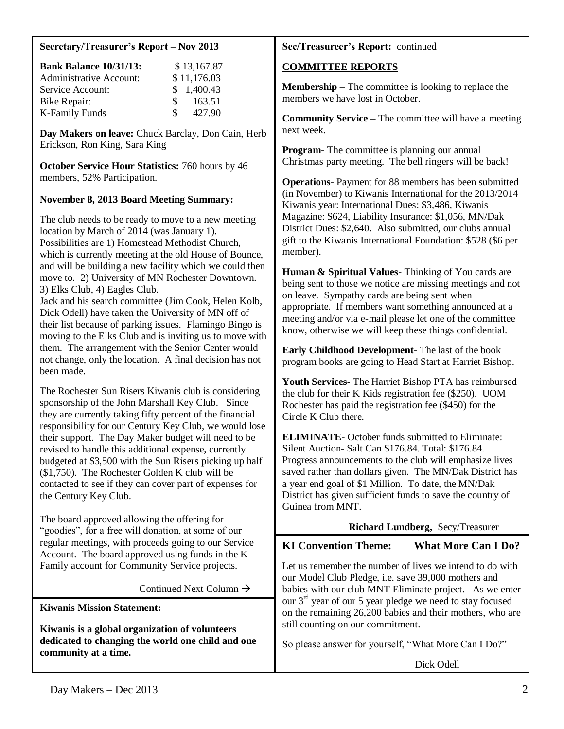## Secretary/Treasurer's Report – Nov 2013

| **Bank Balance 10/31/13:** | $ 13,167.87 |
|---|---|
| Administrative Account: | $ 11,176.03 |
| Service Account: | $ 1,400.43 |
| Bike Repair: | $ 163.51 |
| K-Family Funds | $ 427.90 |

**Day Makers on leave:** Chuck Barclay, Don Cain, Herb Erickson, Ron King, Sara King

**October Service Hour Statistics:** 760 hours by 46 members, 52% Participation.

### November 8, 2013 Board Meeting Summary:

The club needs to be ready to move to a new meeting location by March of 2014 (was January 1). Possibilities are 1) Homestead Methodist Church, which is currently meeting at the old House of Bounce, and will be building a new facility which we could then move to. 2) University of MN Rochester Downtown. 3) Elks Club, 4) Eagles Club.
Jack and his search committee (Jim Cook, Helen Kolb, Dick Odell) have taken the University of MN off of their list because of parking issues. Flamingo Bingo is moving to the Elks Club and is inviting us to move with them. The arrangement with the Senior Center would not change, only the location. A final decision has not been made.

The Rochester Sun Risers Kiwanis club is considering sponsorship of the John Marshall Key Club. Since they are currently taking fifty percent of the financial responsibility for our Century Key Club, we would lose their support. The Day Maker budget will need to be revised to handle this additional expense, currently budgeted at $3,500 with the Sun Risers picking up half ($1,750). The Rochester Golden K club will be contacted to see if they can cover part of expenses for the Century Key Club.

The board approved allowing the offering for "goodies", for a free will donation, at some of our regular meetings, with proceeds going to our Service Account. The board approved using funds in the K-Family account for Community Service projects.

Continued Next Column →

**Kiwanis Mission Statement:**

**Kiwanis is a global organization of volunteers dedicated to changing the world one child and one community at a time.**

**Sec/Treasureer's Report:** continued

## COMMITTEE REPORTS

**Membership –** The committee is looking to replace the members we have lost in October.

**Community Service –** The committee will have a meeting next week.

**Program-** The committee is planning our annual Christmas party meeting. The bell ringers will be back!

**Operations-** Payment for 88 members has been submitted (in November) to Kiwanis International for the 2013/2014 Kiwanis year: International Dues: $3,486, Kiwanis Magazine: $624, Liability Insurance: $1,056, MN/Dak District Dues: $2,640. Also submitted, our clubs annual gift to the Kiwanis International Foundation: $528 ($6 per member).

**Human & Spiritual Values-** Thinking of You cards are being sent to those we notice are missing meetings and not on leave. Sympathy cards are being sent when appropriate. If members want something announced at a meeting and/or via e-mail please let one of the committee know, otherwise we will keep these things confidential.

**Early Childhood Development-** The last of the book program books are going to Head Start at Harriet Bishop.

**Youth Services-** The Harriet Bishop PTA has reimbursed the club for their K Kids registration fee ($250). UOM Rochester has paid the registration fee ($450) for the Circle K Club there.

**ELIMINATE**- October funds submitted to Eliminate: Silent Auction- Salt Can $176.84. Total: $176.84. Progress announcements to the club will emphasize lives saved rather than dollars given. The MN/Dak District has a year end goal of $1 Million. To date, the MN/Dak District has given sufficient funds to save the country of Guinea from MNT.

**Richard Lundberg,** Secy/Treasurer

## KI Convention Theme: What More Can I Do?

Let us remember the number of lives we intend to do with our Model Club Pledge, i.e. save 39,000 mothers and babies with our club MNT Eliminate project. As we enter our 3rd year of our 5 year pledge we need to stay focused on the remaining 26,200 babies and their mothers, who are still counting on our commitment.

So please answer for yourself, "What More Can I Do?"

Dick Odell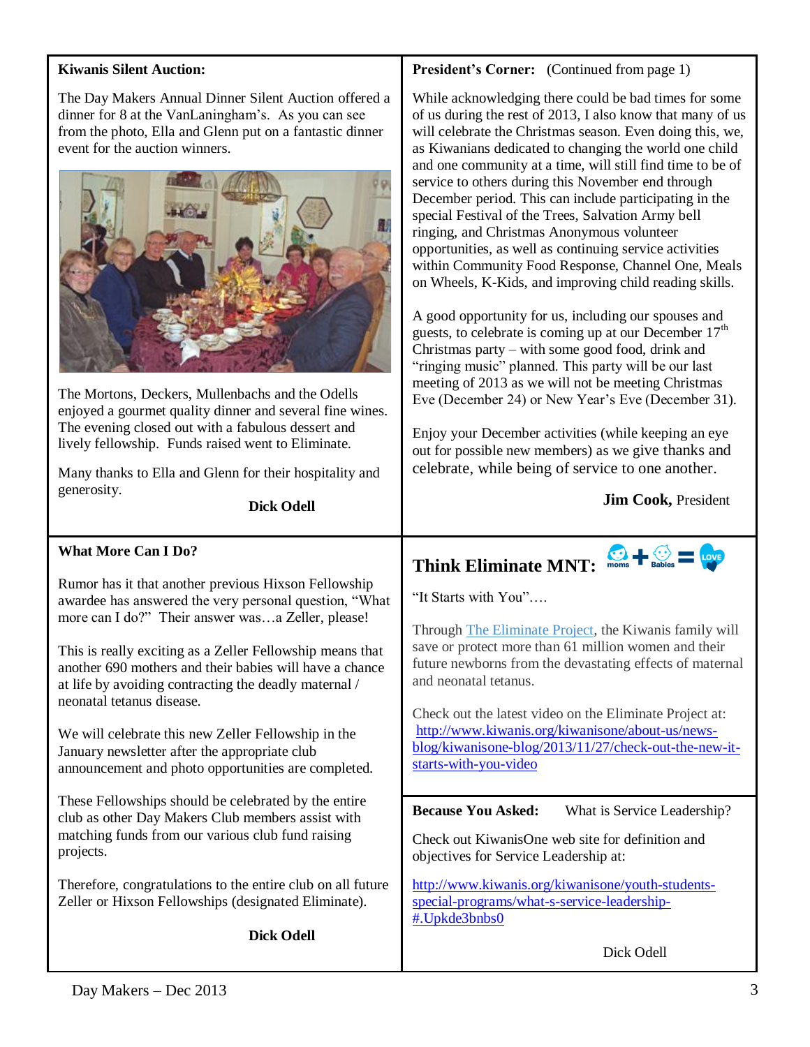**Kiwanis Silent Auction:**

The Day Makers Annual Dinner Silent Auction offered a dinner for 8 at the VanLaningham's. As you can see from the photo, Ella and Glenn put on a fantastic dinner event for the auction winners.

The Mortons, Deckers, Mullenbachs and the Odells enjoyed a gourmet quality dinner and several fine wines. The evening closed out with a fabulous dessert and lively fellowship. Funds raised went to Eliminate.

Many thanks to Ella and Glenn for their hospitality and generosity.

**Dick Odell**

**President's Corner:** (Continued from page 1)

While acknowledging there could be bad times for some of us during the rest of 2013, I also know that many of us will celebrate the Christmas season. Even doing this, we, as Kiwanians dedicated to changing the world one child and one community at a time, will still find time to be of service to others during this November end through December period. This can include participating in the special Festival of the Trees, Salvation Army bell ringing, and Christmas Anonymous volunteer opportunities, as well as continuing service activities within Community Food Response, Channel One, Meals on Wheels, K-Kids, and improving child reading skills.

A good opportunity for us, including our spouses and guests, to celebrate is coming up at our December 17th Christmas party – with some good food, drink and "ringing music" planned. This party will be our last meeting of 2013 as we will not be meeting Christmas Eve (December 24) or New Year's Eve (December 31).

Enjoy your December activities (while keeping an eye out for possible new members) as we give thanks and celebrate, while being of service to one another.

**Jim Cook,** President

**What More Can I Do?**

Rumor has it that another previous Hixson Fellowship awardee has answered the very personal question, "What more can I do?" Their answer was…a Zeller, please!

This is really exciting as a Zeller Fellowship means that another 690 mothers and their babies will have a chance at life by avoiding contracting the deadly maternal / neonatal tetanus disease.

We will celebrate this new Zeller Fellowship in the January newsletter after the appropriate club announcement and photo opportunities are completed.

These Fellowships should be celebrated by the entire club as other Day Makers Club members assist with matching funds from our various club fund raising projects.

Therefore, congratulations to the entire club on all future Zeller or Hixson Fellowships (designated Eliminate).

**Dick Odell**

## Think Eliminate MNT:

moms + Babies = LOVE

"It Starts with You"….

Through The Eliminate Project, the Kiwanis family will save or protect more than 61 million women and their future newborns from the devastating effects of maternal and neonatal tetanus.

Check out the latest video on the Eliminate Project at: http://www.kiwanis.org/kiwanisone/about-us/news-blog/kiwanisone-blog/2013/11/27/check-out-the-new-it-starts-with-you-video

**Because You Asked:** What is Service Leadership?

Check out KiwanisOne web site for definition and objectives for Service Leadership at:

http://www.kiwanis.org/kiwanisone/youth-students-special-programs/what-s-service-leadership-#.Upkde3bnbs0

Dick Odell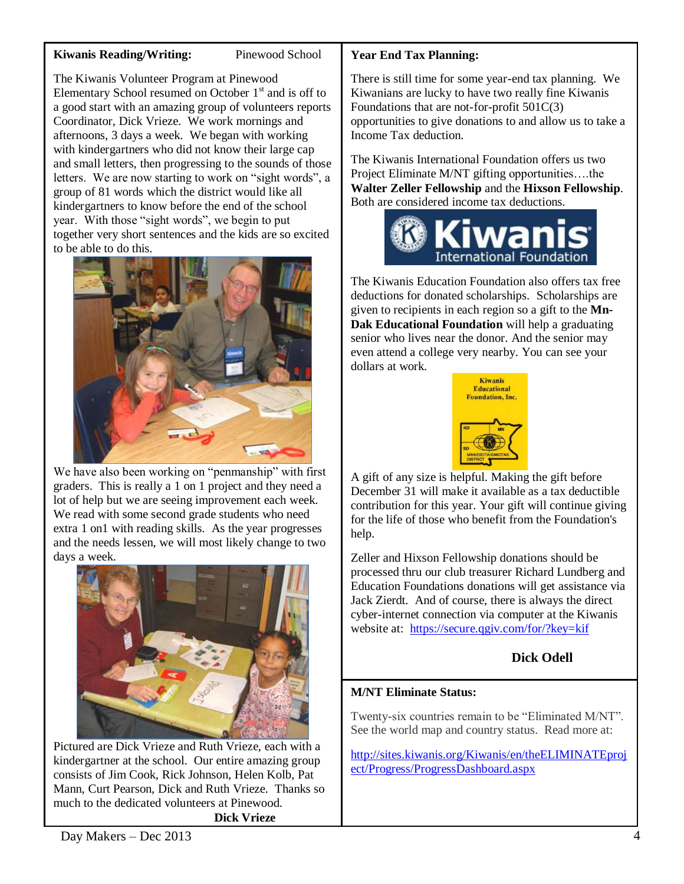## Kiwanis Reading/Writing: Pinewood School

The Kiwanis Volunteer Program at Pinewood Elementary School resumed on October 1st and is off to a good start with an amazing group of volunteers reports Coordinator, Dick Vrieze. We work mornings and afternoons, 3 days a week. We began with working with kindergartners who did not know their large cap and small letters, then progressing to the sounds of those letters. We are now starting to work on "sight words", a group of 81 words which the district would like all kindergartners to know before the end of the school year. With those "sight words", we begin to put together very short sentences and the kids are so excited to be able to do this.

We have also been working on "penmanship" with first graders. This is really a 1 on 1 project and they need a lot of help but we are seeing improvement each week. We read with some second grade students who need extra 1 on1 with reading skills. As the year progresses and the needs lessen, we will most likely change to two days a week.

Pictured are Dick Vrieze and Ruth Vrieze, each with a kindergartner at the school. Our entire amazing group consists of Jim Cook, Rick Johnson, Helen Kolb, Pat Mann, Curt Pearson, Dick and Ruth Vrieze. Thanks so much to the dedicated volunteers at Pinewood.

**Dick Vrieze**

## Year End Tax Planning:

There is still time for some year-end tax planning. We Kiwanians are lucky to have two really fine Kiwanis Foundations that are not-for-profit 501C(3) opportunities to give donations to and allow us to take a Income Tax deduction.

The Kiwanis International Foundation offers us two Project Eliminate M/NT gifting opportunities….the **Walter Zeller Fellowship** and the **Hixson Fellowship**. Both are considered income tax deductions.

Kiwanis International Foundation

The Kiwanis Education Foundation also offers tax free deductions for donated scholarships. Scholarships are given to recipients in each region so a gift to the **Mn-Dak Educational Foundation** will help a graduating senior who lives near the donor. And the senior may even attend a college very nearby. You can see your dollars at work.

Kiwanis Educational Foundation, Inc.

A gift of any size is helpful. Making the gift before December 31 will make it available as a tax deductible contribution for this year. Your gift will continue giving for the life of those who benefit from the Foundation's help.

Zeller and Hixson Fellowship donations should be processed thru our club treasurer Richard Lundberg and Education Foundations donations will get assistance via Jack Zierdt. And of course, there is always the direct cyber-internet connection via computer at the Kiwanis website at: https://secure.qgiv.com/for/?key=kif

**Dick Odell**

## M/NT Eliminate Status:

Twenty-six countries remain to be "Eliminated M/NT". See the world map and country status. Read more at:

http://sites.kiwanis.org/Kiwanis/en/theELIMINATEproject/Progress/ProgressDashboard.aspx